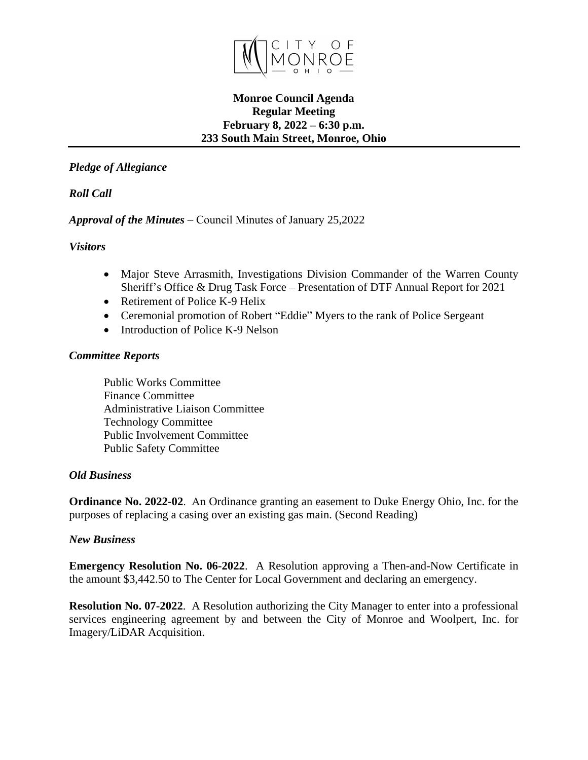CITY OF MONROE OHIO

**Monroe Council Agenda**
**Regular Meeting**
**February 8, 2022 – 6:30 p.m.**
**233 South Main Street, Monroe, Ohio**

***Pledge of Allegiance***

***Roll Call***

***Approval of the Minutes*** – Council Minutes of January 25,2022

***Visitors***

- Major Steve Arrasmith, Investigations Division Commander of the Warren County Sheriff's Office & Drug Task Force – Presentation of DTF Annual Report for 2021
- Retirement of Police K-9 Helix
- Ceremonial promotion of Robert "Eddie" Myers to the rank of Police Sergeant
- Introduction of Police K-9 Nelson

***Committee Reports***

Public Works Committee
Finance Committee
Administrative Liaison Committee
Technology Committee
Public Involvement Committee
Public Safety Committee

***Old Business***

**Ordinance No. 2022-02**. An Ordinance granting an easement to Duke Energy Ohio, Inc. for the purposes of replacing a casing over an existing gas main. (Second Reading)

***New Business***

**Emergency Resolution No. 06-2022**. A Resolution approving a Then-and-Now Certificate in the amount $3,442.50 to The Center for Local Government and declaring an emergency.

**Resolution No. 07-2022**. A Resolution authorizing the City Manager to enter into a professional services engineering agreement by and between the City of Monroe and Woolpert, Inc. for Imagery/LiDAR Acquisition.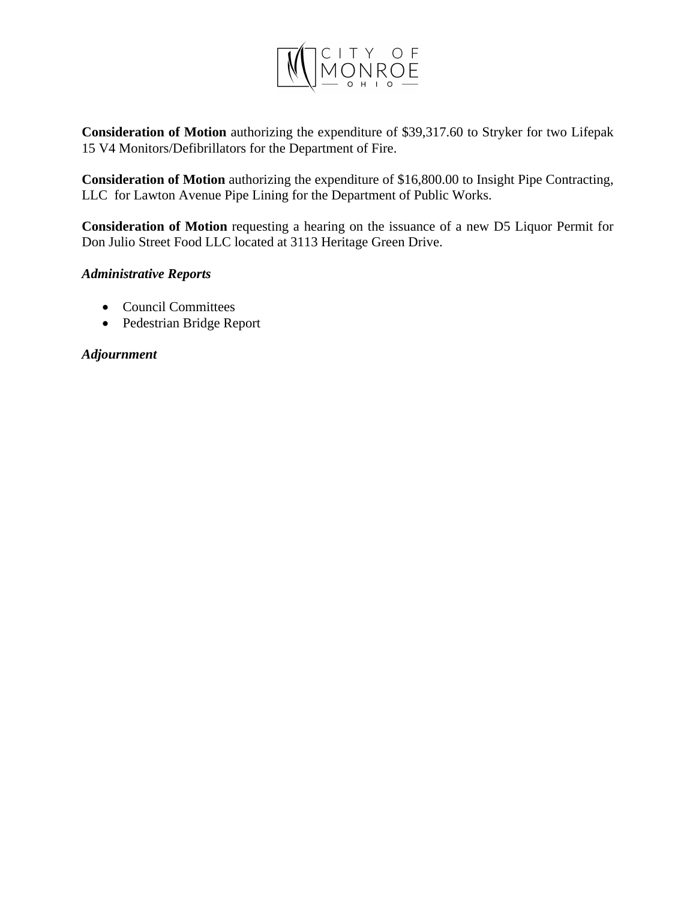**Consideration of Motion** authorizing the expenditure of $39,317.60 to Stryker for two Lifepak 15 V4 Monitors/Defibrillators for the Department of Fire.

**Consideration of Motion** authorizing the expenditure of $16,800.00 to Insight Pipe Contracting, LLC for Lawton Avenue Pipe Lining for the Department of Public Works.

**Consideration of Motion** requesting a hearing on the issuance of a new D5 Liquor Permit for Don Julio Street Food LLC located at 3113 Heritage Green Drive.

***Administrative Reports***

- Council Committees
- Pedestrian Bridge Report

***Adjournment***